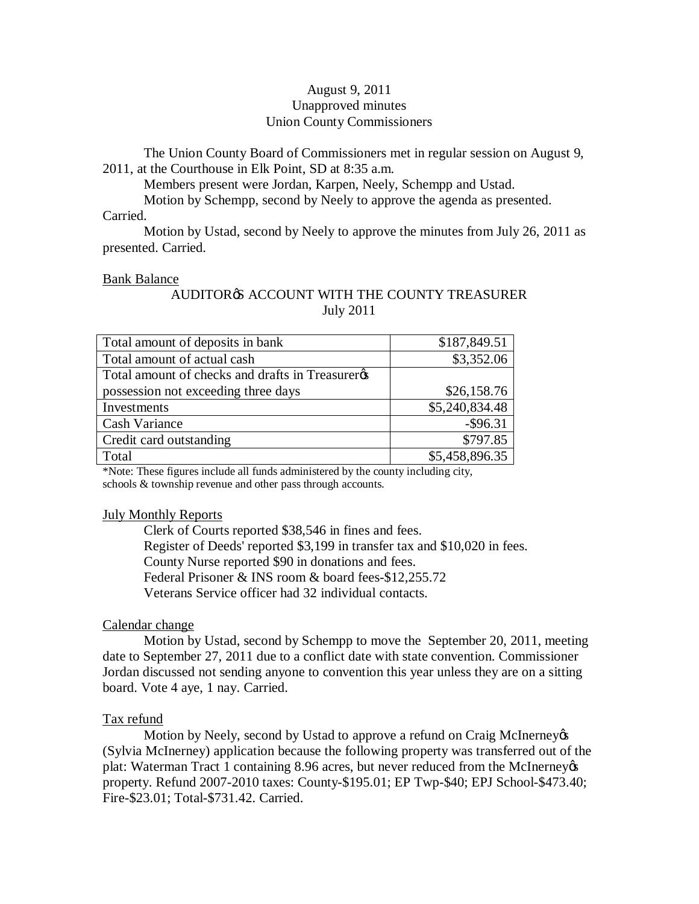August 9, 2011
Unapproved minutes
Union County Commissioners

The Union County Board of Commissioners met in regular session on August 9, 2011, at the Courthouse in Elk Point, SD at 8:35 a.m.

Members present were Jordan, Karpen, Neely, Schempp and Ustad.

Motion by Schempp, second by Neely to approve the agenda as presented. Carried.

Motion by Ustad, second by Neely to approve the minutes from July 26, 2011 as presented. Carried.

Bank Balance

AUDITOR'S ACCOUNT WITH THE COUNTY TREASURER
July 2011

| | |
|---|---:|
| Total amount of deposits in bank | $187,849.51 |
| Total amount of actual cash | $3,352.06 |
| Total amount of checks and drafts in Treasurer's possession not exceeding three days | $26,158.76 |
| Investments | $5,240,834.48 |
| Cash Variance | -$96.31 |
| Credit card outstanding | $797.85 |
| Total | $5,458,896.35 |

*Note: These figures include all funds administered by the county including city, schools & township revenue and other pass through accounts.

July Monthly Reports

Clerk of Courts reported $38,546 in fines and fees.
Register of Deeds' reported $3,199 in transfer tax and $10,020 in fees.
County Nurse reported $90 in donations and fees.
Federal Prisoner & INS room & board fees-$12,255.72
Veterans Service officer had 32 individual contacts.

Calendar change

Motion by Ustad, second by Schempp to move the September 20, 2011, meeting date to September 27, 2011 due to a conflict date with state convention. Commissioner Jordan discussed not sending anyone to convention this year unless they are on a sitting board. Vote 4 aye, 1 nay. Carried.

Tax refund

Motion by Neely, second by Ustad to approve a refund on Craig McInerney's (Sylvia McInerney) application because the following property was transferred out of the plat: Waterman Tract 1 containing 8.96 acres, but never reduced from the McInerney's property. Refund 2007-2010 taxes: County-$195.01; EP Twp-$40; EPJ School-$473.40; Fire-$23.01; Total-$731.42. Carried.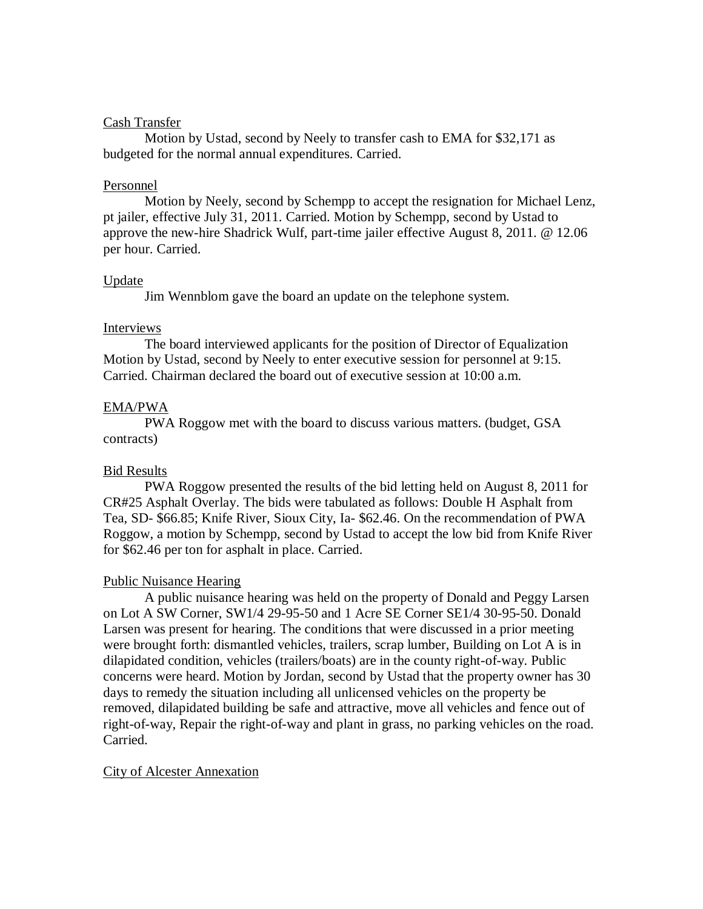Cash Transfer

Motion by Ustad, second by Neely to transfer cash to EMA for $32,171 as budgeted for the normal annual expenditures. Carried.

Personnel

Motion by Neely, second by Schempp to accept the resignation for Michael Lenz, pt jailer, effective July 31, 2011. Carried. Motion by Schempp, second by Ustad to approve the new-hire Shadrick Wulf, part-time jailer effective August 8, 2011. @ 12.06 per hour. Carried.

Update

Jim Wennblom gave the board an update on the telephone system.

Interviews

The board interviewed applicants for the position of Director of Equalization Motion by Ustad, second by Neely to enter executive session for personnel at 9:15. Carried. Chairman declared the board out of executive session at 10:00 a.m.

EMA/PWA

PWA Roggow met with the board to discuss various matters. (budget, GSA contracts)

Bid Results

PWA Roggow presented the results of the bid letting held on August 8, 2011 for CR#25 Asphalt Overlay. The bids were tabulated as follows: Double H Asphalt from Tea, SD- $66.85; Knife River, Sioux City, Ia- $62.46. On the recommendation of PWA Roggow, a motion by Schempp, second by Ustad to accept the low bid from Knife River for $62.46 per ton for asphalt in place. Carried.

Public Nuisance Hearing

A public nuisance hearing was held on the property of Donald and Peggy Larsen on Lot A SW Corner, SW1/4 29-95-50 and 1 Acre SE Corner SE1/4 30-95-50. Donald Larsen was present for hearing. The conditions that were discussed in a prior meeting were brought forth: dismantled vehicles, trailers, scrap lumber, Building on Lot A is in dilapidated condition, vehicles (trailers/boats) are in the county right-of-way. Public concerns were heard. Motion by Jordan, second by Ustad that the property owner has 30 days to remedy the situation including all unlicensed vehicles on the property be removed, dilapidated building be safe and attractive, move all vehicles and fence out of right-of-way, Repair the right-of-way and plant in grass, no parking vehicles on the road. Carried.

City of Alcester Annexation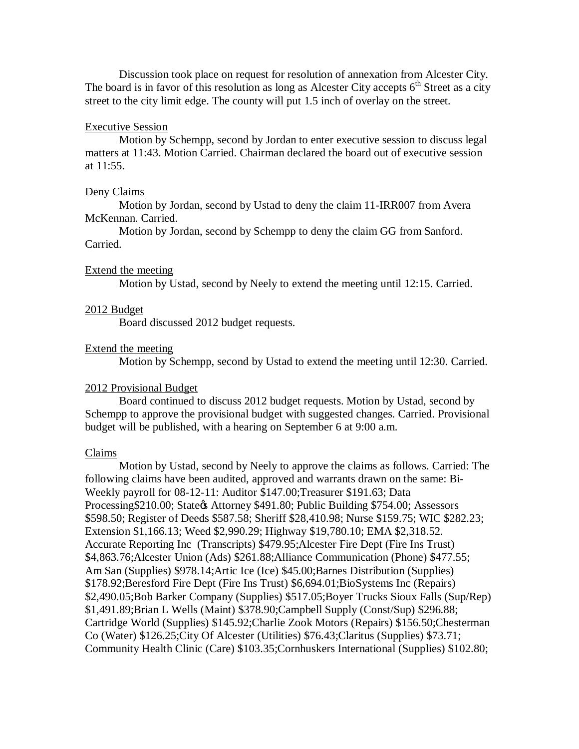Discussion took place on request for resolution of annexation from Alcester City. The board is in favor of this resolution as long as Alcester City accepts 6th Street as a city street to the city limit edge. The county will put 1.5 inch of overlay on the street.

Executive Session

Motion by Schempp, second by Jordan to enter executive session to discuss legal matters at 11:43. Motion Carried. Chairman declared the board out of executive session at 11:55.

Deny Claims

Motion by Jordan, second by Ustad to deny the claim 11-IRR007 from Avera McKennan. Carried.

Motion by Jordan, second by Schempp to deny the claim GG from Sanford. Carried.

Extend the meeting

Motion by Ustad, second by Neely to extend the meeting until 12:15. Carried.

2012 Budget

Board discussed 2012 budget requests.

Extend the meeting

Motion by Schempp, second by Ustad to extend the meeting until 12:30. Carried.

2012 Provisional Budget

Board continued to discuss 2012 budget requests. Motion by Ustad, second by Schempp to approve the provisional budget with suggested changes. Carried. Provisional budget will be published, with a hearing on September 6 at 9:00 a.m.

Claims

Motion by Ustad, second by Neely to approve the claims as follows. Carried: The following claims have been audited, approved and warrants drawn on the same: Bi-Weekly payroll for 08-12-11: Auditor $147.00;Treasurer $191.63; Data Processing$210.00; State's Attorney $491.80; Public Building $754.00; Assessors $598.50; Register of Deeds $587.58; Sheriff $28,410.98; Nurse $159.75; WIC $282.23; Extension $1,166.13; Weed $2,990.29; Highway $19,780.10; EMA $2,318.52. Accurate Reporting Inc (Transcripts) $479.95;Alcester Fire Dept (Fire Ins Trust) $4,863.76;Alcester Union (Ads) $261.88;Alliance Communication (Phone) $477.55; Am San (Supplies) $978.14;Artic Ice (Ice) $45.00;Barnes Distribution (Supplies) $178.92;Beresford Fire Dept (Fire Ins Trust) $6,694.01;BioSystems Inc (Repairs) $2,490.05;Bob Barker Company (Supplies) $517.05;Boyer Trucks Sioux Falls (Sup/Rep) $1,491.89;Brian L Wells (Maint) $378.90;Campbell Supply (Const/Sup) $296.88; Cartridge World (Supplies) $145.92;Charlie Zook Motors (Repairs) $156.50;Chesterman Co (Water) $126.25;City Of Alcester (Utilities) $76.43;Claritus (Supplies) $73.71; Community Health Clinic (Care) $103.35;Cornhuskers International (Supplies) $102.80;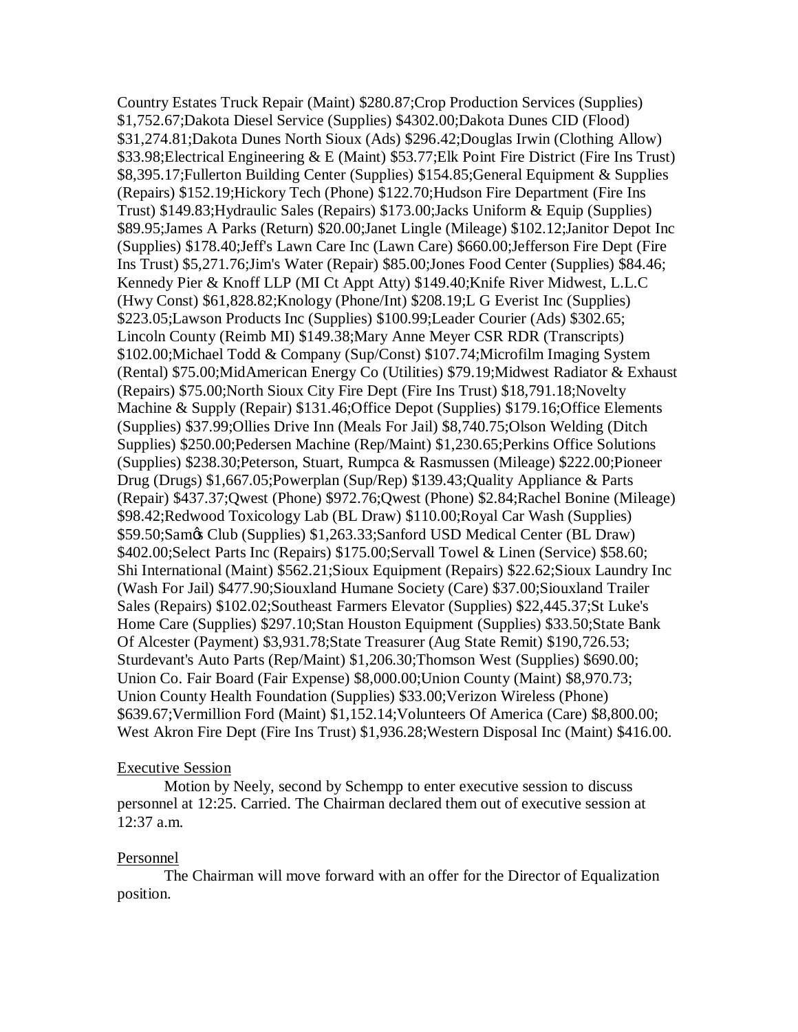Country Estates Truck Repair (Maint) $280.87;Crop Production Services (Supplies) $1,752.67;Dakota Diesel Service (Supplies) $4302.00;Dakota Dunes CID (Flood) $31,274.81;Dakota Dunes North Sioux (Ads) $296.42;Douglas Irwin (Clothing Allow) $33.98;Electrical Engineering & E (Maint) $53.77;Elk Point Fire District (Fire Ins Trust) $8,395.17;Fullerton Building Center (Supplies) $154.85;General Equipment & Supplies (Repairs) $152.19;Hickory Tech (Phone) $122.70;Hudson Fire Department (Fire Ins Trust) $149.83;Hydraulic Sales (Repairs) $173.00;Jacks Uniform & Equip (Supplies) $89.95;James A Parks (Return) $20.00;Janet Lingle (Mileage) $102.12;Janitor Depot Inc (Supplies) $178.40;Jeff's Lawn Care Inc (Lawn Care) $660.00;Jefferson Fire Dept (Fire Ins Trust) $5,271.76;Jim's Water (Repair) $85.00;Jones Food Center (Supplies) $84.46; Kennedy Pier & Knoff LLP (MI Ct Appt Atty) $149.40;Knife River Midwest, L.L.C (Hwy Const) $61,828.82;Knology (Phone/Int) $208.19;L G Everist Inc (Supplies) $223.05;Lawson Products Inc (Supplies) $100.99;Leader Courier (Ads) $302.65; Lincoln County (Reimb MI) $149.38;Mary Anne Meyer CSR RDR (Transcripts) $102.00;Michael Todd & Company (Sup/Const) $107.74;Microfilm Imaging System (Rental) $75.00;MidAmerican Energy Co (Utilities) $79.19;Midwest Radiator & Exhaust (Repairs) $75.00;North Sioux City Fire Dept (Fire Ins Trust) $18,791.18;Novelty Machine & Supply (Repair) $131.46;Office Depot (Supplies) $179.16;Office Elements (Supplies) $37.99;Ollies Drive Inn (Meals For Jail) $8,740.75;Olson Welding (Ditch Supplies) $250.00;Pedersen Machine (Rep/Maint) $1,230.65;Perkins Office Solutions (Supplies) $238.30;Peterson, Stuart, Rumpca & Rasmussen (Mileage) $222.00;Pioneer Drug (Drugs) $1,667.05;Powerplan (Sup/Rep) $139.43;Quality Appliance & Parts (Repair) $437.37;Qwest (Phone) $972.76;Qwest (Phone) $2.84;Rachel Bonine (Mileage) $98.42;Redwood Toxicology Lab (BL Draw) $110.00;Royal Car Wash (Supplies) $59.50;Samọs Club (Supplies) $1,263.33;Sanford USD Medical Center (BL Draw) $402.00;Select Parts Inc (Repairs) $175.00;Servall Towel & Linen (Service) $58.60; Shi International (Maint) $562.21;Sioux Equipment (Repairs) $22.62;Sioux Laundry Inc (Wash For Jail) $477.90;Siouxland Humane Society (Care) $37.00;Siouxland Trailer Sales (Repairs) $102.02;Southeast Farmers Elevator (Supplies) $22,445.37;St Luke's Home Care (Supplies) $297.10;Stan Houston Equipment (Supplies) $33.50;State Bank Of Alcester (Payment) $3,931.78;State Treasurer (Aug State Remit) $190,726.53; Sturdevant's Auto Parts (Rep/Maint) $1,206.30;Thomson West (Supplies) $690.00; Union Co. Fair Board (Fair Expense) $8,000.00;Union County (Maint) $8,970.73; Union County Health Foundation (Supplies) $33.00;Verizon Wireless (Phone) $639.67;Vermillion Ford (Maint) $1,152.14;Volunteers Of America (Care) $8,800.00; West Akron Fire Dept (Fire Ins Trust) $1,936.28;Western Disposal Inc (Maint) $416.00.

Executive Session

Motion by Neely, second by Schempp to enter executive session to discuss personnel at 12:25. Carried. The Chairman declared them out of executive session at 12:37 a.m.

Personnel

The Chairman will move forward with an offer for the Director of Equalization position.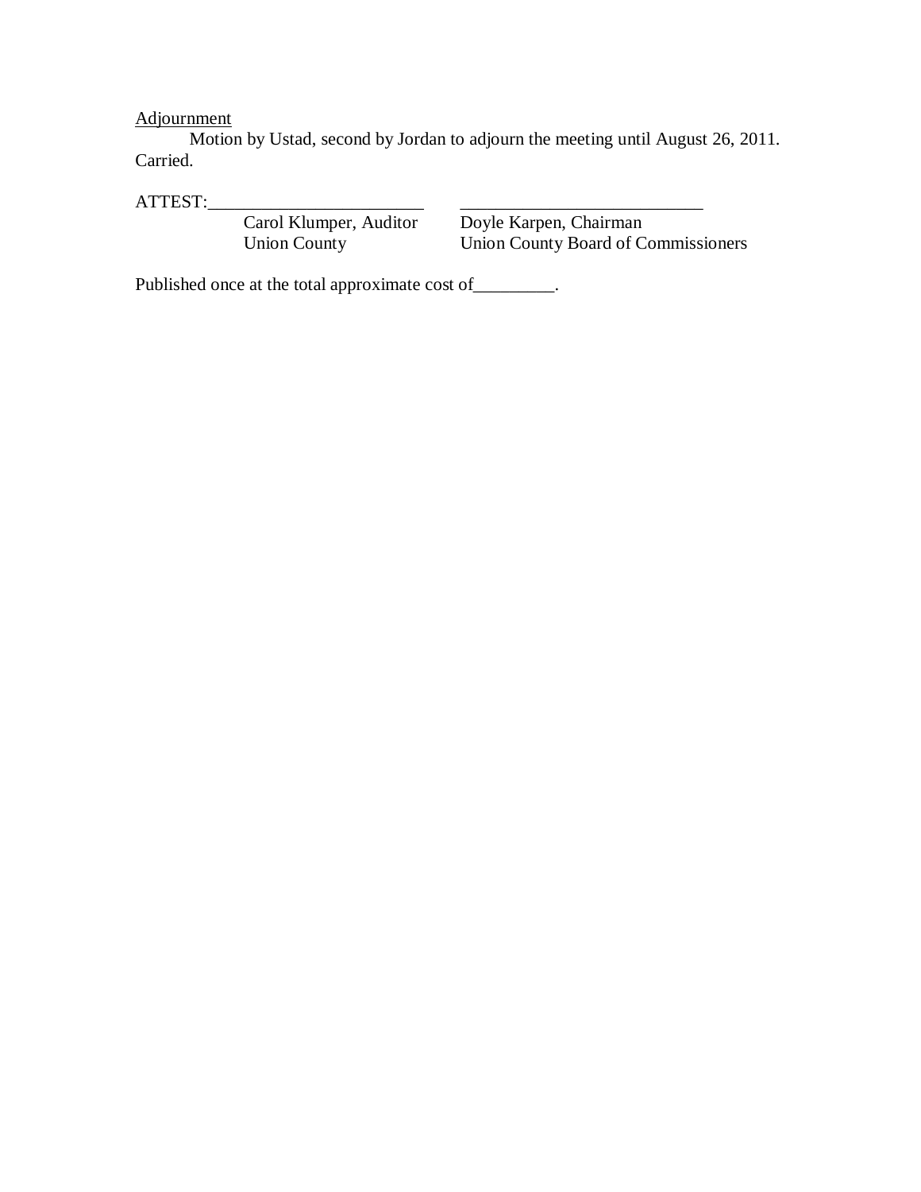<u>Adjournment</u>

Motion by Ustad, second by Jordan to adjourn the meeting until August 26, 2011. Carried.

ATTEST:________________________ ___________________________

Carol Klumper, Auditor  
Union County

Doyle Karpen, Chairman  
Union County Board of Commissioners

Published once at the total approximate cost of_________.